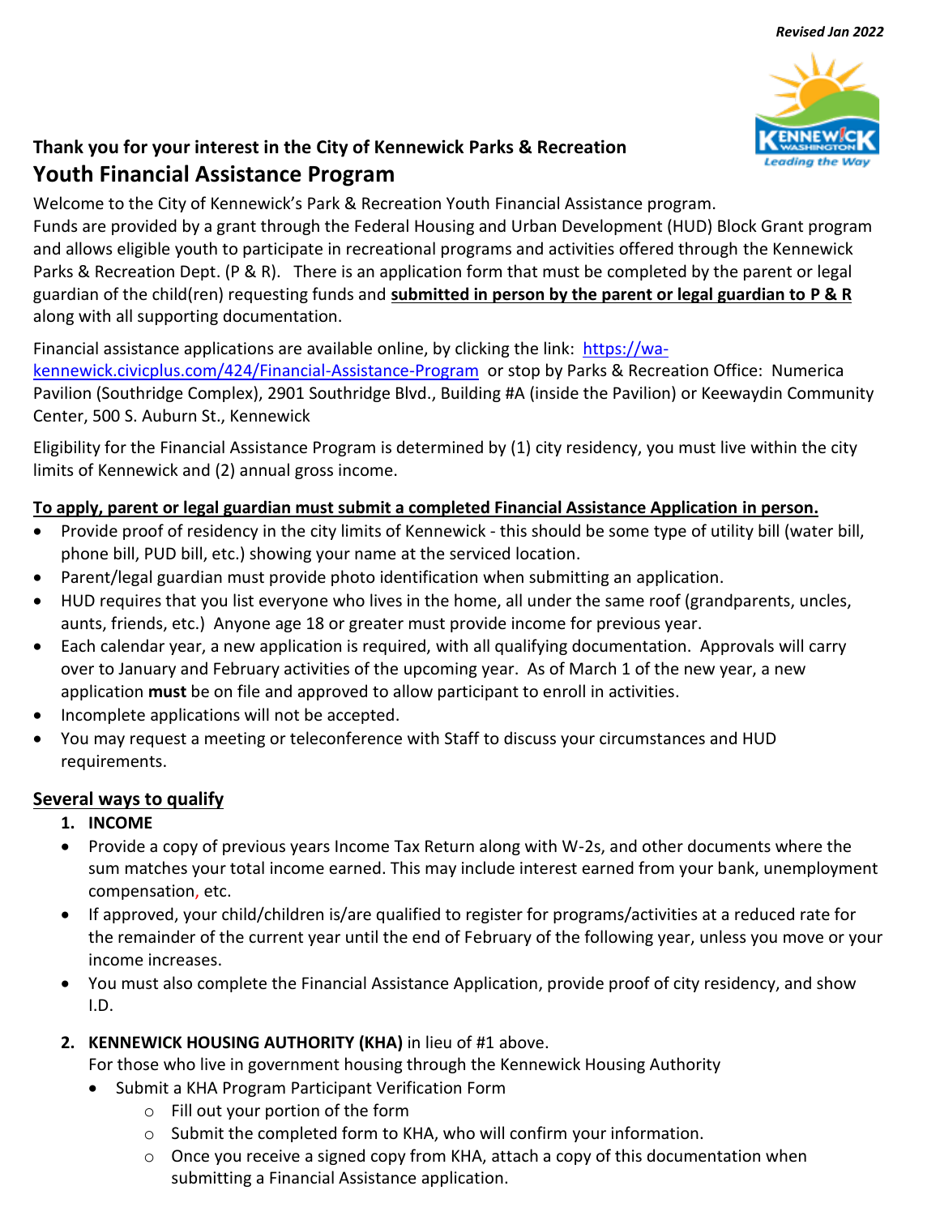***Revised Jan 2022***

**Thank you for your interest in the City of Kennewick Parks & Recreation**

# Youth Financial Assistance Program

Welcome to the City of Kennewick's Park & Recreation Youth Financial Assistance program.
Funds are provided by a grant through the Federal Housing and Urban Development (HUD) Block Grant program and allows eligible youth to participate in recreational programs and activities offered through the Kennewick Parks & Recreation Dept. (P & R). There is an application form that must be completed by the parent or legal guardian of the child(ren) requesting funds and **submitted in person by the parent or legal guardian to P & R** along with all supporting documentation.

Financial assistance applications are available online, by clicking the link: [https://wa-kennewick.civicplus.com/424/Financial-Assistance-Program](https://wa-kennewick.civicplus.com/424/Financial-Assistance-Program) or stop by Parks & Recreation Office: Numerica Pavilion (Southridge Complex), 2901 Southridge Blvd., Building #A (inside the Pavilion) or Keewaydin Community Center, 500 S. Auburn St., Kennewick

Eligibility for the Financial Assistance Program is determined by (1) city residency, you must live within the city limits of Kennewick and (2) annual gross income.

**To apply, parent or legal guardian must submit a completed Financial Assistance Application in person.**

- Provide proof of residency in the city limits of Kennewick - this should be some type of utility bill (water bill, phone bill, PUD bill, etc.) showing your name at the serviced location.
- Parent/legal guardian must provide photo identification when submitting an application.
- HUD requires that you list everyone who lives in the home, all under the same roof (grandparents, uncles, aunts, friends, etc.) Anyone age 18 or greater must provide income for previous year.
- Each calendar year, a new application is required, with all qualifying documentation. Approvals will carry over to January and February activities of the upcoming year. As of March 1 of the new year, a new application **must** be on file and approved to allow participant to enroll in activities.
- Incomplete applications will not be accepted.
- You may request a meeting or teleconference with Staff to discuss your circumstances and HUD requirements.

## Several ways to qualify

1. **INCOME**
   - Provide a copy of previous years Income Tax Return along with W-2s, and other documents where the sum matches your total income earned. This may include interest earned from your bank, unemployment compensation, etc.
   - If approved, your child/children is/are qualified to register for programs/activities at a reduced rate for the remainder of the current year until the end of February of the following year, unless you move or your income increases.
   - You must also complete the Financial Assistance Application, provide proof of city residency, and show I.D.

2. **KENNEWICK HOUSING AUTHORITY (KHA)** in lieu of #1 above.
   For those who live in government housing through the Kennewick Housing Authority
   - Submit a KHA Program Participant Verification Form
     - Fill out your portion of the form
     - Submit the completed form to KHA, who will confirm your information.
     - Once you receive a signed copy from KHA, attach a copy of this documentation when submitting a Financial Assistance application.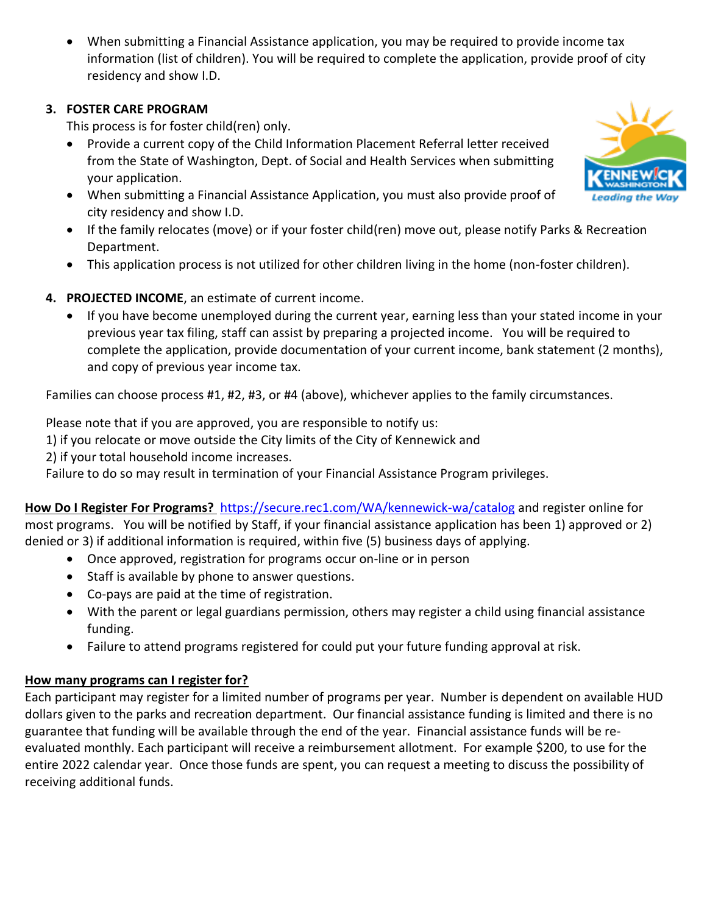- When submitting a Financial Assistance application, you may be required to provide income tax information (list of children). You will be required to complete the application, provide proof of city residency and show I.D.

3. **FOSTER CARE PROGRAM**

   This process is for foster child(ren) only.

   - Provide a current copy of the Child Information Placement Referral letter received from the State of Washington, Dept. of Social and Health Services when submitting your application.
   - When submitting a Financial Assistance Application, you must also provide proof of city residency and show I.D.
   - If the family relocates (move) or if your foster child(ren) move out, please notify Parks & Recreation Department.
   - This application process is not utilized for other children living in the home (non-foster children).

4. **PROJECTED INCOME**, an estimate of current income.

   - If you have become unemployed during the current year, earning less than your stated income in your previous year tax filing, staff can assist by preparing a projected income. You will be required to complete the application, provide documentation of your current income, bank statement (2 months), and copy of previous year income tax.

Families can choose process #1, #2, #3, or #4 (above), whichever applies to the family circumstances.

Please note that if you are approved, you are responsible to notify us:
1) if you relocate or move outside the City limits of the City of Kennewick and
2) if your total household income increases.
Failure to do so may result in termination of your Financial Assistance Program privileges.

**How Do I Register For Programs?** https://secure.rec1.com/WA/kennewick-wa/catalog and register online for most programs. You will be notified by Staff, if your financial assistance application has been 1) approved or 2) denied or 3) if additional information is required, within five (5) business days of applying.

- Once approved, registration for programs occur on-line or in person
- Staff is available by phone to answer questions.
- Co-pays are paid at the time of registration.
- With the parent or legal guardians permission, others may register a child using financial assistance funding.
- Failure to attend programs registered for could put your future funding approval at risk.

**How many programs can I register for?**

Each participant may register for a limited number of programs per year. Number is dependent on available HUD dollars given to the parks and recreation department. Our financial assistance funding is limited and there is no guarantee that funding will be available through the end of the year. Financial assistance funds will be re-evaluated monthly. Each participant will receive a reimbursement allotment. For example $200, to use for the entire 2022 calendar year. Once those funds are spent, you can request a meeting to discuss the possibility of receiving additional funds.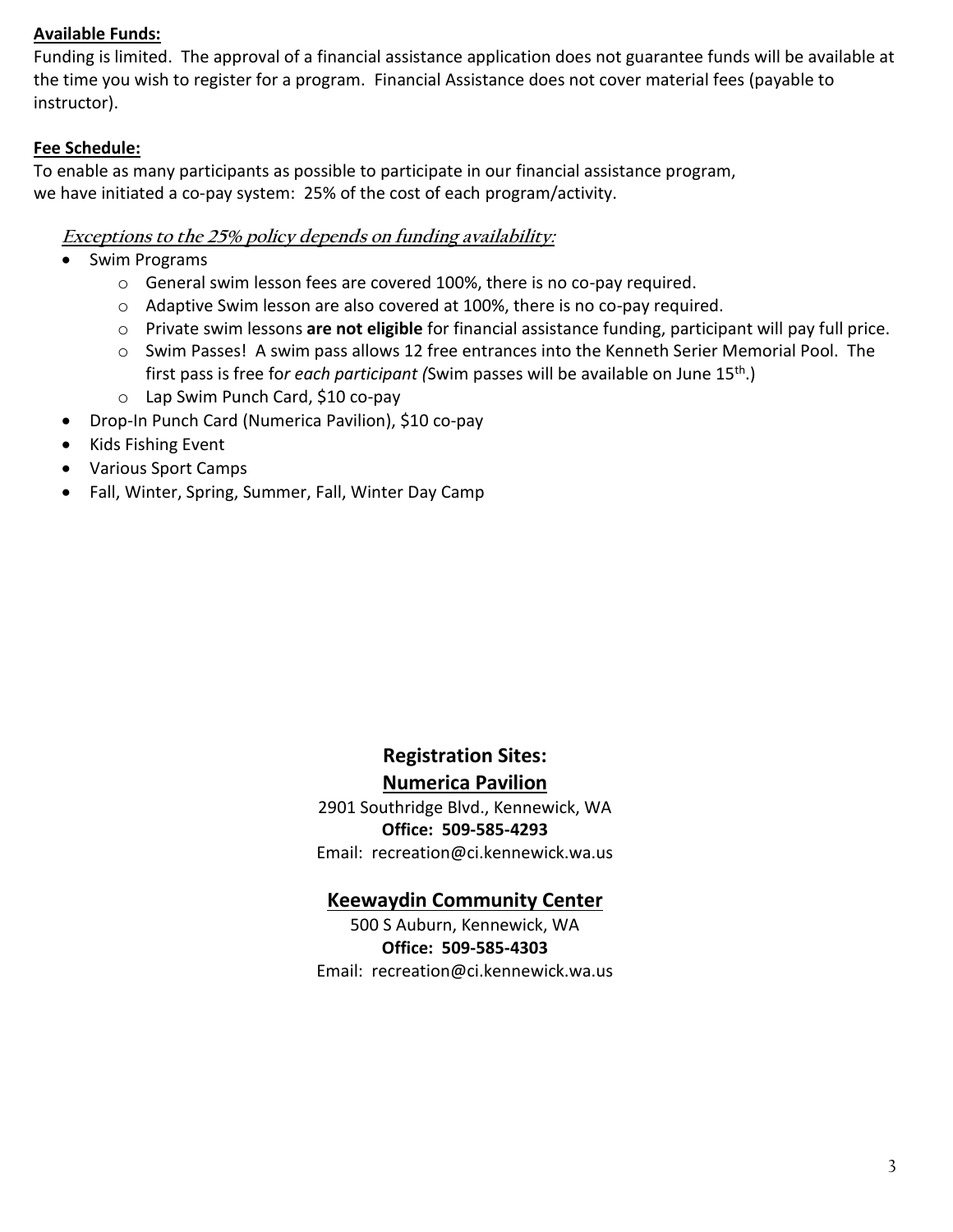**Available Funds:**

Funding is limited. The approval of a financial assistance application does not guarantee funds will be available at the time you wish to register for a program. Financial Assistance does not cover material fees (payable to instructor).

**Fee Schedule:**

To enable as many participants as possible to participate in our financial assistance program, we have initiated a co-pay system: 25% of the cost of each program/activity.

***Exceptions to the 25% policy depends on funding availability:***

- Swim Programs
  - General swim lesson fees are covered 100%, there is no co-pay required.
  - Adaptive Swim lesson are also covered at 100%, there is no co-pay required.
  - Private swim lessons **are not eligible** for financial assistance funding, participant will pay full price.
  - Swim Passes! A swim pass allows 12 free entrances into the Kenneth Serier Memorial Pool. The first pass is free fo*r each participant (*Swim passes will be available on June 15th.)
  - Lap Swim Punch Card, $10 co-pay
- Drop-In Punch Card (Numerica Pavilion), $10 co-pay
- Kids Fishing Event
- Various Sport Camps
- Fall, Winter, Spring, Summer, Fall, Winter Day Camp

## Registration Sites:

### Numerica Pavilion

2901 Southridge Blvd., Kennewick, WA

**Office: 509-585-4293**

Email: recreation@ci.kennewick.wa.us

### Keewaydin Community Center

500 S Auburn, Kennewick, WA

**Office: 509-585-4303**

Email: recreation@ci.kennewick.wa.us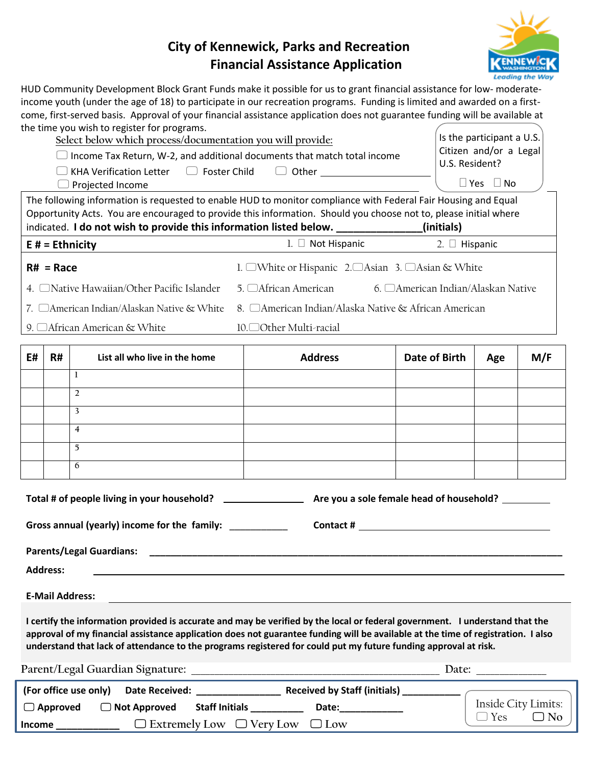# City of Kennewick, Parks and Recreation
## Financial Assistance Application

HUD Community Development Block Grant Funds make it possible for us to grant financial assistance for low- moderate-income youth (under the age of 18) to participate in our recreation programs. Funding is limited and awarded on a first-come, first-served basis. Approval of your financial assistance application does not guarantee funding will be available at the time you wish to register for programs.

Select below which process/documentation you will provide:

- ☐ Income Tax Return, W-2, and additional documents that match total income
- ☐ KHA Verification Letter ☐ Foster Child ☐ Other ____________________
- ☐ Projected Income

Is the participant a U.S. Citizen and/or a Legal U.S. Resident? ☐ Yes ☐ No

The following information is requested to enable HUD to monitor compliance with Federal Fair Housing and Equal Opportunity Acts. You are encouraged to provide this information. Should you choose not to, please initial where indicated. **I do not wish to provide this information listed below. _______________(initials)**

**E # = Ethnicity** 1. ☐ Not Hispanic 2. ☐ Hispanic

**R# = Race**

1. ☐ White or Hispanic
2. ☐ Asian
3. ☐ Asian & White
4. ☐ Native Hawaiian/Other Pacific Islander
5. ☐ African American
6. ☐ American Indian/Alaskan Native
7. ☐ American Indian/Alaskan Native & White
8. ☐ American Indian/Alaska Native & African American
9. ☐ African American & White
10. ☐ Other Multi-racial

| E# | R# | List all who live in the home | Address | Date of Birth | Age | M/F |
|---|---|---|---|---|---|---|
| | | 1 | | | | |
| | | 2 | | | | |
| | | 3 | | | | |
| | | 4 | | | | |
| | | 5 | | | | |
| | | 6 | | | | |

**Total # of people living in your household?** _______________ **Are you a sole female head of household?** _________

**Gross annual (yearly) income for the family:** ___________ **Contact #** ______________________________

**Parents/Legal Guardians:** ________________________________________________

**Address:** ________________________________________________

**E-Mail Address:** ________________________________________________

**I certify the information provided is accurate and may be verified by the local or federal government. I understand that the approval of my financial assistance application does not guarantee funding will be available at the time of registration. I also understand that lack of attendance to the programs registered for could put my future funding approval at risk.**

Parent/Legal Guardian Signature: ________________________________________ Date: ____________

**(For office use only)** **Date Received:** _______________ **Received by Staff (initials)** ___________

☐ **Approved** ☐ **Not Approved** **Staff Initials** __________ **Date:**____________

**Income** ___________ ☐ Extremely Low ☐ Very Low ☐ Low

Inside City Limits: ☐ Yes ☐ No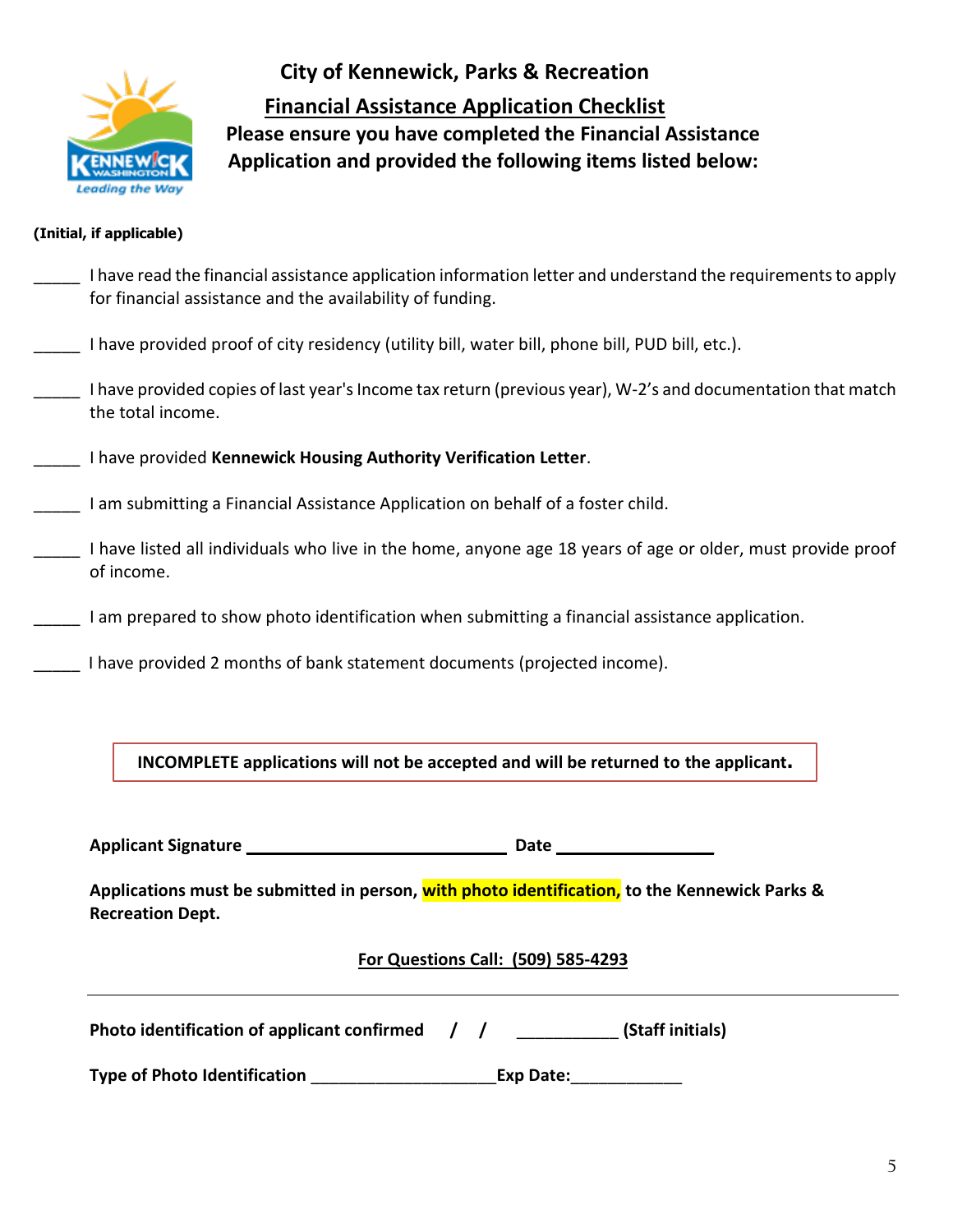# City of Kennewick, Parks & Recreation

## Financial Assistance Application Checklist

**Please ensure you have completed the Financial Assistance Application and provided the following items listed below:**

**(Initial, if applicable)**

_____ I have read the financial assistance application information letter and understand the requirements to apply for financial assistance and the availability of funding.

_____ I have provided proof of city residency (utility bill, water bill, phone bill, PUD bill, etc.).

_____ I have provided copies of last year's Income tax return (previous year), W-2's and documentation that match the total income.

_____ I have provided **Kennewick Housing Authority Verification Letter**.

_____ I am submitting a Financial Assistance Application on behalf of a foster child.

_____ I have listed all individuals who live in the home, anyone age 18 years of age or older, must provide proof of income.

_____ I am prepared to show photo identification when submitting a financial assistance application.

_____ I have provided 2 months of bank statement documents (projected income).

**INCOMPLETE applications will not be accepted and will be returned to the applicant.**

**Applicant Signature** ____________________________ **Date** ________________

**Applications must be submitted in person, with photo identification, to the Kennewick Parks & Recreation Dept.**

**For Questions Call: (509) 585-4293**

---

**Photo identification of applicant confirmed / / ___________ (Staff initials)**

**Type of Photo Identification** ____________________ **Exp Date:** ____________